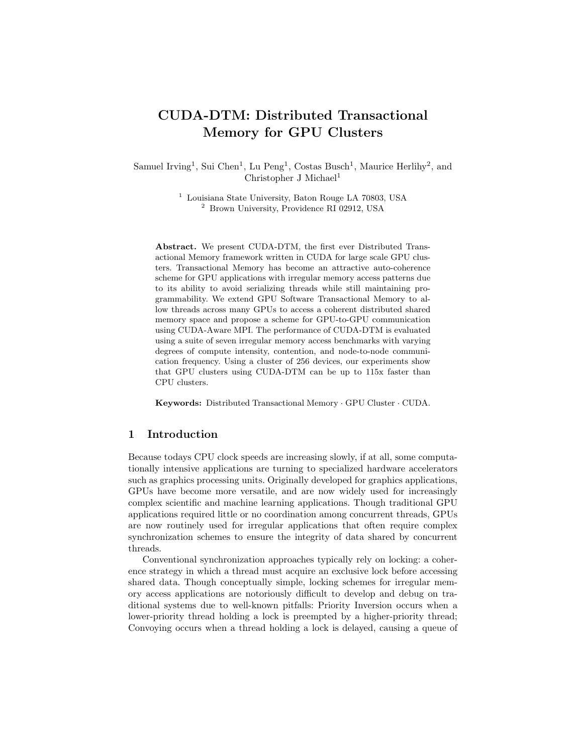# CUDA-DTM: Distributed Transactional Memory for GPU Clusters

Samuel Irving[1], Sui Chen[1], Lu Peng[1], Costas Busch[1], Maurice Herlihy[2], and Christopher J Michael[1]

[1] Louisiana State University, Baton Rouge LA 70803, USA
[2] Brown University, Providence RI 02912, USA

**Abstract.** We present CUDA-DTM, the first ever Distributed Transactional Memory framework written in CUDA for large scale GPU clusters. Transactional Memory has become an attractive auto-coherence scheme for GPU applications with irregular memory access patterns due to its ability to avoid serializing threads while still maintaining programmability. We extend GPU Software Transactional Memory to allow threads across many GPUs to access a coherent distributed shared memory space and propose a scheme for GPU-to-GPU communication using CUDA-Aware MPI. The performance of CUDA-DTM is evaluated using a suite of seven irregular memory access benchmarks with varying degrees of compute intensity, contention, and node-to-node communication frequency. Using a cluster of 256 devices, our experiments show that GPU clusters using CUDA-DTM can be up to 115x faster than CPU clusters.

**Keywords:** Distributed Transactional Memory · GPU Cluster · CUDA.

## 1 Introduction

Because todays CPU clock speeds are increasing slowly, if at all, some computationally intensive applications are turning to specialized hardware accelerators such as graphics processing units. Originally developed for graphics applications, GPUs have become more versatile, and are now widely used for increasingly complex scientific and machine learning applications. Though traditional GPU applications required little or no coordination among concurrent threads, GPUs are now routinely used for irregular applications that often require complex synchronization schemes to ensure the integrity of data shared by concurrent threads.

Conventional synchronization approaches typically rely on locking: a coherence strategy in which a thread must acquire an exclusive lock before accessing shared data. Though conceptually simple, locking schemes for irregular memory access applications are notoriously difficult to develop and debug on traditional systems due to well-known pitfalls: Priority Inversion occurs when a lower-priority thread holding a lock is preempted by a higher-priority thread; Convoying occurs when a thread holding a lock is delayed, causing a queue of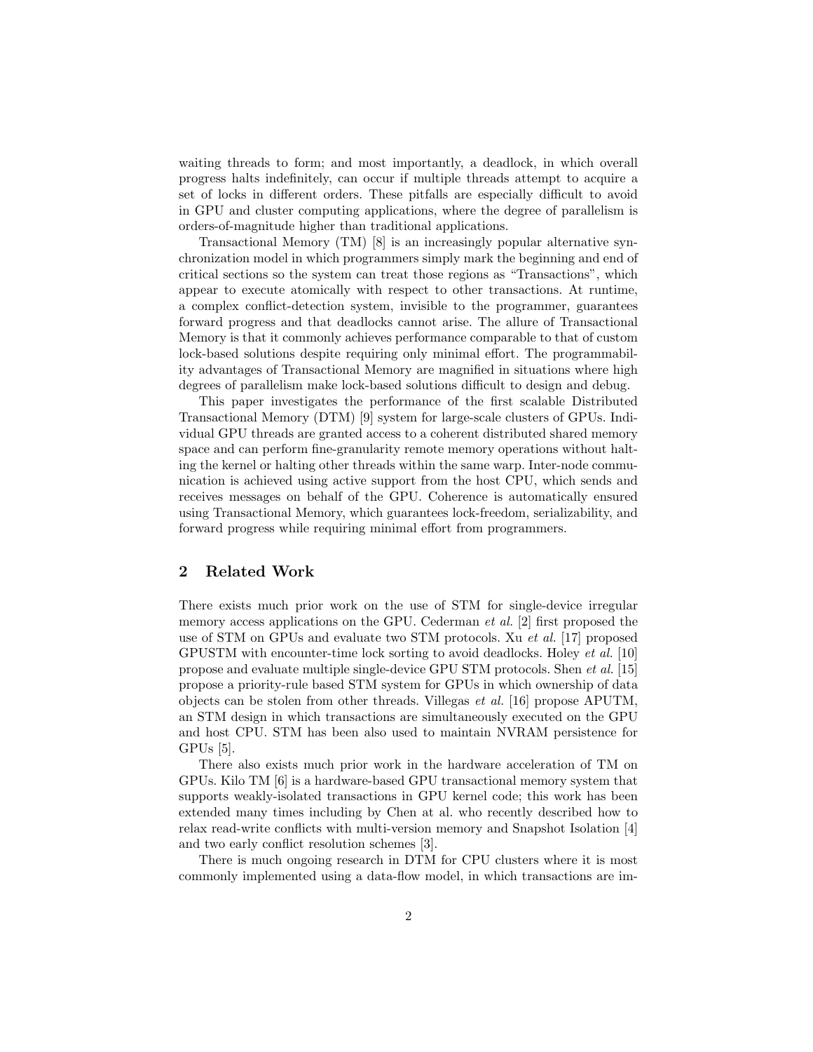waiting threads to form; and most importantly, a deadlock, in which overall progress halts indefinitely, can occur if multiple threads attempt to acquire a set of locks in different orders. These pitfalls are especially difficult to avoid in GPU and cluster computing applications, where the degree of parallelism is orders-of-magnitude higher than traditional applications.

Transactional Memory (TM) [8] is an increasingly popular alternative synchronization model in which programmers simply mark the beginning and end of critical sections so the system can treat those regions as "Transactions", which appear to execute atomically with respect to other transactions. At runtime, a complex conflict-detection system, invisible to the programmer, guarantees forward progress and that deadlocks cannot arise. The allure of Transactional Memory is that it commonly achieves performance comparable to that of custom lock-based solutions despite requiring only minimal effort. The programmability advantages of Transactional Memory are magnified in situations where high degrees of parallelism make lock-based solutions difficult to design and debug.

This paper investigates the performance of the first scalable Distributed Transactional Memory (DTM) [9] system for large-scale clusters of GPUs. Individual GPU threads are granted access to a coherent distributed shared memory space and can perform fine-granularity remote memory operations without halting the kernel or halting other threads within the same warp. Inter-node communication is achieved using active support from the host CPU, which sends and receives messages on behalf of the GPU. Coherence is automatically ensured using Transactional Memory, which guarantees lock-freedom, serializability, and forward progress while requiring minimal effort from programmers.

## 2 Related Work

There exists much prior work on the use of STM for single-device irregular memory access applications on the GPU. Cederman *et al.* [2] first proposed the use of STM on GPUs and evaluate two STM protocols. Xu *et al.* [17] proposed GPUSTM with encounter-time lock sorting to avoid deadlocks. Holey *et al.* [10] propose and evaluate multiple single-device GPU STM protocols. Shen *et al.* [15] propose a priority-rule based STM system for GPUs in which ownership of data objects can be stolen from other threads. Villegas *et al.* [16] propose APUTM, an STM design in which transactions are simultaneously executed on the GPU and host CPU. STM has been also used to maintain NVRAM persistence for GPUs [5].

There also exists much prior work in the hardware acceleration of TM on GPUs. Kilo TM [6] is a hardware-based GPU transactional memory system that supports weakly-isolated transactions in GPU kernel code; this work has been extended many times including by Chen at al. who recently described how to relax read-write conflicts with multi-version memory and Snapshot Isolation [4] and two early conflict resolution schemes [3].

There is much ongoing research in DTM for CPU clusters where it is most commonly implemented using a data-flow model, in which transactions are im-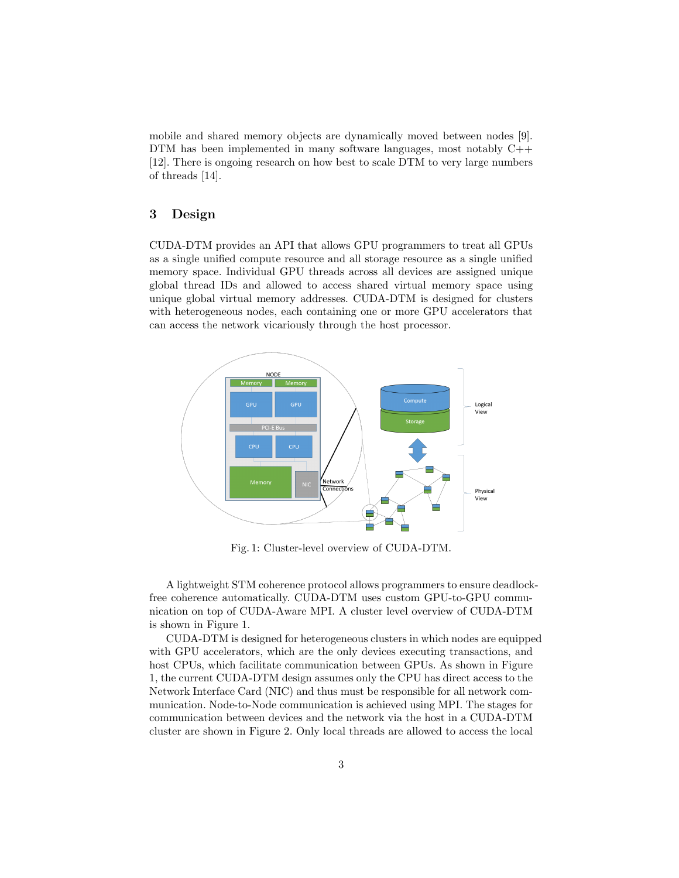mobile and shared memory objects are dynamically moved between nodes [9]. DTM has been implemented in many software languages, most notably C++ [12]. There is ongoing research on how best to scale DTM to very large numbers of threads [14].

## 3 Design

CUDA-DTM provides an API that allows GPU programmers to treat all GPUs as a single unified compute resource and all storage resource as a single unified memory space. Individual GPU threads across all devices are assigned unique global thread IDs and allowed to access shared virtual memory space using unique global virtual memory addresses. CUDA-DTM is designed for clusters with heterogeneous nodes, each containing one or more GPU accelerators that can access the network vicariously through the host processor.

Fig. 1: Cluster-level overview of CUDA-DTM.

A lightweight STM coherence protocol allows programmers to ensure deadlock-free coherence automatically. CUDA-DTM uses custom GPU-to-GPU communication on top of CUDA-Aware MPI. A cluster level overview of CUDA-DTM is shown in Figure 1.

CUDA-DTM is designed for heterogeneous clusters in which nodes are equipped with GPU accelerators, which are the only devices executing transactions, and host CPUs, which facilitate communication between GPUs. As shown in Figure 1, the current CUDA-DTM design assumes only the CPU has direct access to the Network Interface Card (NIC) and thus must be responsible for all network communication. Node-to-Node communication is achieved using MPI. The stages for communication between devices and the network via the host in a CUDA-DTM cluster are shown in Figure 2. Only local threads are allowed to access the local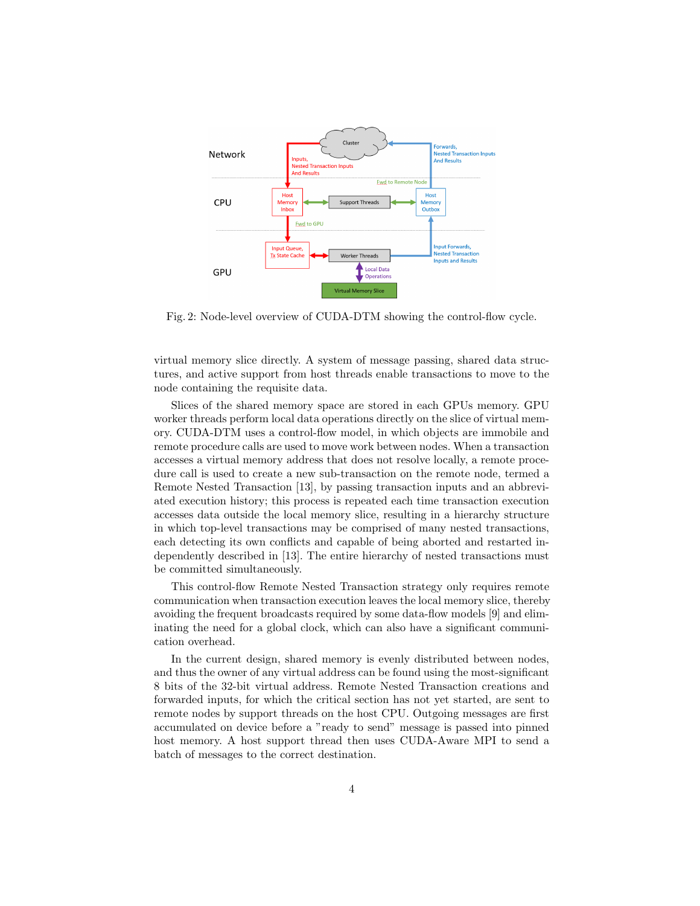Network

Cluster

Inputs,
Nested Transaction Inputs
And Results

Forwards,
Nested Transaction Inputs
And Results

Fwd to Remote Node

CPU

Host
Memory
Inbox

Support Threads

Host
Memory
Outbox

Fwd to GPU

Input Queue,
Tx State Cache

Worker Threads

Input Forwards,
Nested Transaction
Inputs and Results

GPU

Local Data
Operations

Virtual Memory Slice

Fig. 2: Node-level overview of CUDA-DTM showing the control-flow cycle.

virtual memory slice directly. A system of message passing, shared data structures, and active support from host threads enable transactions to move to the node containing the requisite data.

Slices of the shared memory space are stored in each GPUs memory. GPU worker threads perform local data operations directly on the slice of virtual memory. CUDA-DTM uses a control-flow model, in which objects are immobile and remote procedure calls are used to move work between nodes. When a transaction accesses a virtual memory address that does not resolve locally, a remote procedure call is used to create a new sub-transaction on the remote node, termed a Remote Nested Transaction [13], by passing transaction inputs and an abbreviated execution history; this process is repeated each time transaction execution accesses data outside the local memory slice, resulting in a hierarchy structure in which top-level transactions may be comprised of many nested transactions, each detecting its own conflicts and capable of being aborted and restarted independently described in [13]. The entire hierarchy of nested transactions must be committed simultaneously.

This control-flow Remote Nested Transaction strategy only requires remote communication when transaction execution leaves the local memory slice, thereby avoiding the frequent broadcasts required by some data-flow models [9] and eliminating the need for a global clock, which can also have a significant communication overhead.

In the current design, shared memory is evenly distributed between nodes, and thus the owner of any virtual address can be found using the most-significant 8 bits of the 32-bit virtual address. Remote Nested Transaction creations and forwarded inputs, for which the critical section has not yet started, are sent to remote nodes by support threads on the host CPU. Outgoing messages are first accumulated on device before a "ready to send" message is passed into pinned host memory. A host support thread then uses CUDA-Aware MPI to send a batch of messages to the correct destination.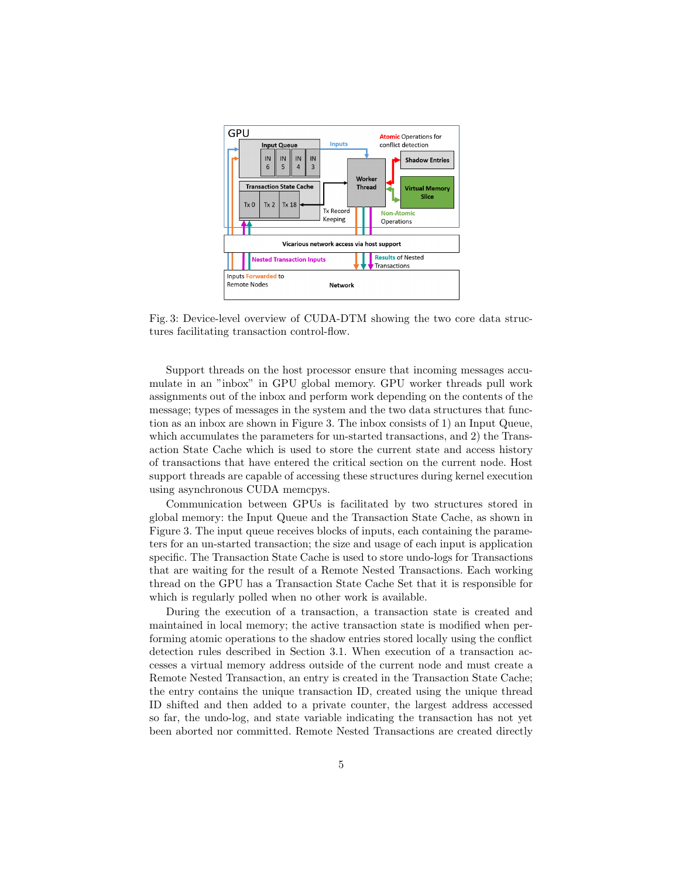Fig. 3: Device-level overview of CUDA-DTM showing the two core data structures facilitating transaction control-flow.

Support threads on the host processor ensure that incoming messages accumulate in an "inbox" in GPU global memory. GPU worker threads pull work assignments out of the inbox and perform work depending on the contents of the message; types of messages in the system and the two data structures that function as an inbox are shown in Figure 3. The inbox consists of 1) an Input Queue, which accumulates the parameters for un-started transactions, and 2) the Transaction State Cache which is used to store the current state and access history of transactions that have entered the critical section on the current node. Host support threads are capable of accessing these structures during kernel execution using asynchronous CUDA memcpys.

Communication between GPUs is facilitated by two structures stored in global memory: the Input Queue and the Transaction State Cache, as shown in Figure 3. The input queue receives blocks of inputs, each containing the parameters for an un-started transaction; the size and usage of each input is application specific. The Transaction State Cache is used to store undo-logs for Transactions that are waiting for the result of a Remote Nested Transactions. Each working thread on the GPU has a Transaction State Cache Set that it is responsible for which is regularly polled when no other work is available.

During the execution of a transaction, a transaction state is created and maintained in local memory; the active transaction state is modified when performing atomic operations to the shadow entries stored locally using the conflict detection rules described in Section 3.1. When execution of a transaction accesses a virtual memory address outside of the current node and must create a Remote Nested Transaction, an entry is created in the Transaction State Cache; the entry contains the unique transaction ID, created using the unique thread ID shifted and then added to a private counter, the largest address accessed so far, the undo-log, and state variable indicating the transaction has not yet been aborted nor committed. Remote Nested Transactions are created directly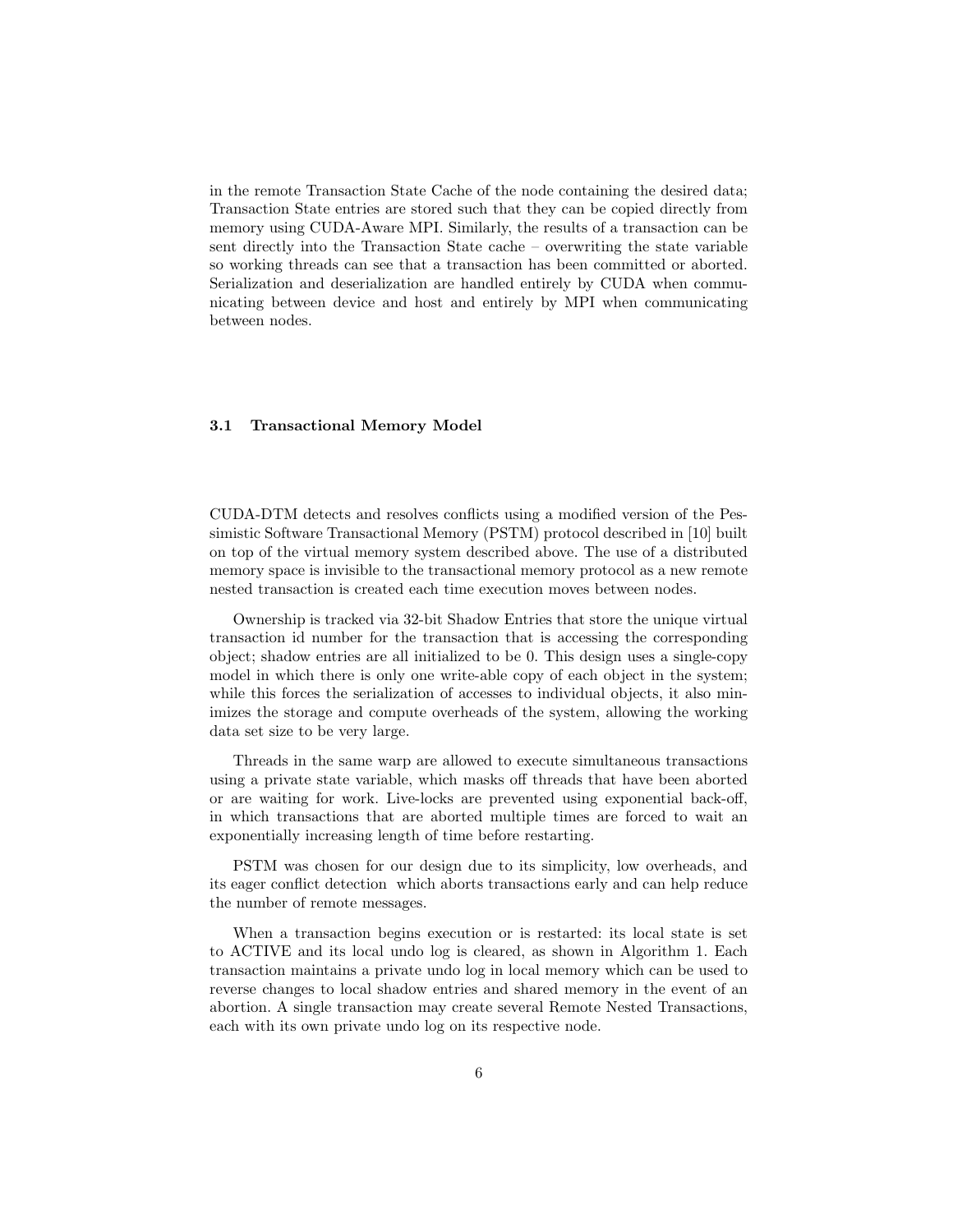in the remote Transaction State Cache of the node containing the desired data; Transaction State entries are stored such that they can be copied directly from memory using CUDA-Aware MPI. Similarly, the results of a transaction can be sent directly into the Transaction State cache – overwriting the state variable so working threads can see that a transaction has been committed or aborted. Serialization and deserialization are handled entirely by CUDA when communicating between device and host and entirely by MPI when communicating between nodes.

### 3.1 Transactional Memory Model

CUDA-DTM detects and resolves conflicts using a modified version of the Pessimistic Software Transactional Memory (PSTM) protocol described in [10] built on top of the virtual memory system described above. The use of a distributed memory space is invisible to the transactional memory protocol as a new remote nested transaction is created each time execution moves between nodes.

Ownership is tracked via 32-bit Shadow Entries that store the unique virtual transaction id number for the transaction that is accessing the corresponding object; shadow entries are all initialized to be 0. This design uses a single-copy model in which there is only one write-able copy of each object in the system; while this forces the serialization of accesses to individual objects, it also minimizes the storage and compute overheads of the system, allowing the working data set size to be very large.

Threads in the same warp are allowed to execute simultaneous transactions using a private state variable, which masks off threads that have been aborted or are waiting for work. Live-locks are prevented using exponential back-off, in which transactions that are aborted multiple times are forced to wait an exponentially increasing length of time before restarting.

PSTM was chosen for our design due to its simplicity, low overheads, and its eager conflict detection which aborts transactions early and can help reduce the number of remote messages.

When a transaction begins execution or is restarted: its local state is set to ACTIVE and its local undo log is cleared, as shown in Algorithm 1. Each transaction maintains a private undo log in local memory which can be used to reverse changes to local shadow entries and shared memory in the event of an abortion. A single transaction may create several Remote Nested Transactions, each with its own private undo log on its respective node.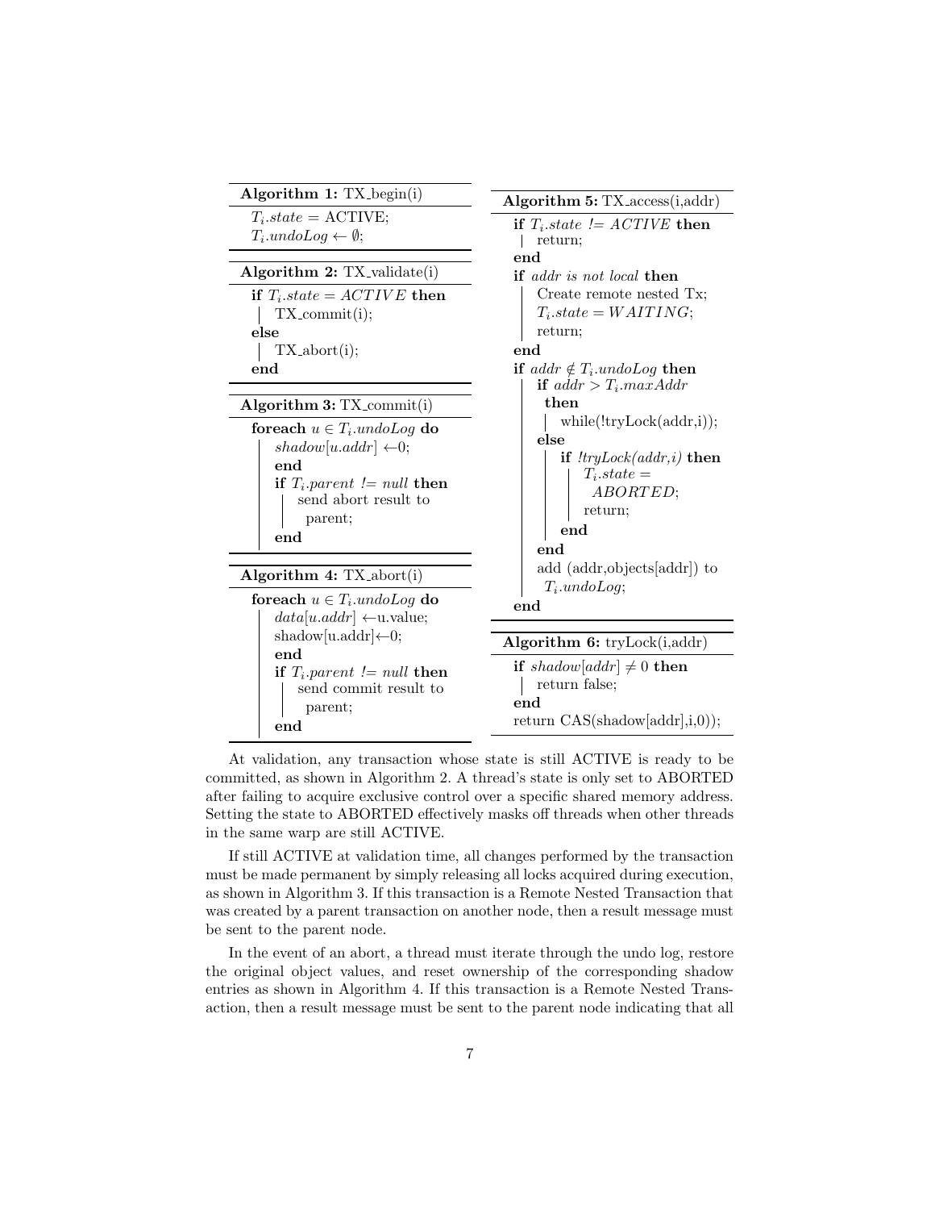**Algorithm 1:** TX_begin(i)

```
T_i.state = ACTIVE;
T_i.undoLog ← ∅;
```

**Algorithm 2:** TX_validate(i)

```
if T_i.state = ACTIVE then
    TX_commit(i);
else
    TX_abort(i);
end
```

**Algorithm 3:** TX_commit(i)

```
foreach u ∈ T_i.undoLog do
    shadow[u.addr] ←0;
    end
    if T_i.parent != null then
        send abort result to
          parent;
    end
```

**Algorithm 4:** TX_abort(i)

```
foreach u ∈ T_i.undoLog do
    data[u.addr] ←u.value;
    shadow[u.addr]←0;
    end
    if T_i.parent != null then
        send commit result to
          parent;
    end
```

**Algorithm 5:** TX_access(i,addr)

```
if T_i.state != ACTIVE then
    return;
end
if addr is not local then
    Create remote nested Tx;
    T_i.state = WAITING;
    return;
end
if addr ∉ T_i.undoLog then
    if addr > T_i.maxAddr
      then
        while(!tryLock(addr,i));
    else
        if !tryLock(addr,i) then
            T_i.state =
              ABORTED;
            return;
        end
    end
    add (addr,objects[addr]) to
      T_i.undoLog;
end
```

**Algorithm 6:** tryLock(i,addr)

```
if shadow[addr] ≠ 0 then
    return false;
end
return CAS(shadow[addr],i,0));
```

At validation, any transaction whose state is still ACTIVE is ready to be committed, as shown in Algorithm 2. A thread's state is only set to ABORTED after failing to acquire exclusive control over a specific shared memory address. Setting the state to ABORTED effectively masks off threads when other threads in the same warp are still ACTIVE.

If still ACTIVE at validation time, all changes performed by the transaction must be made permanent by simply releasing all locks acquired during execution, as shown in Algorithm 3. If this transaction is a Remote Nested Transaction that was created by a parent transaction on another node, then a result message must be sent to the parent node.

In the event of an abort, a thread must iterate through the undo log, restore the original object values, and reset ownership of the corresponding shadow entries as shown in Algorithm 4. If this transaction is a Remote Nested Transaction, then a result message must be sent to the parent node indicating that all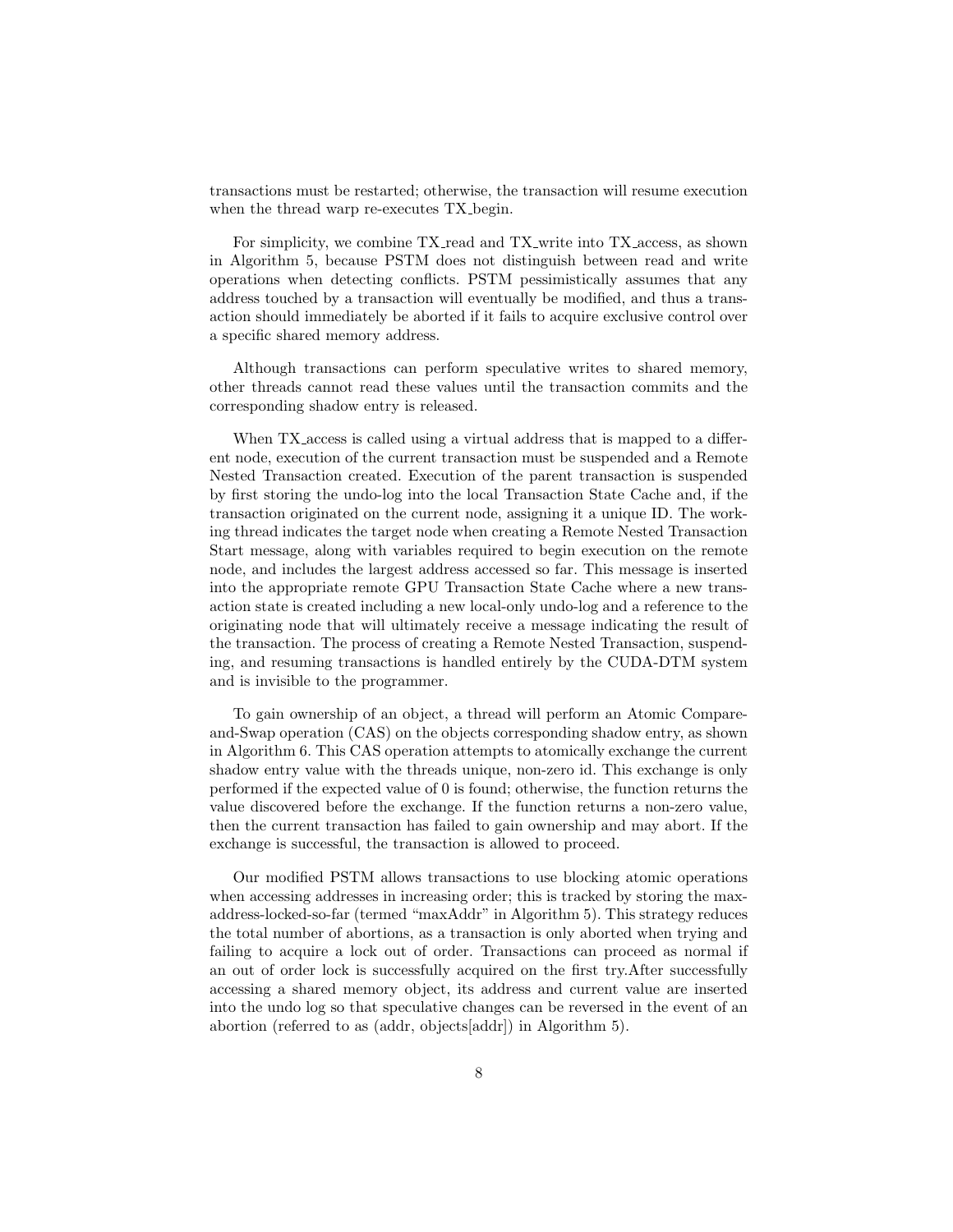transactions must be restarted; otherwise, the transaction will resume execution when the thread warp re-executes TX_begin.

For simplicity, we combine TX_read and TX_write into TX_access, as shown in Algorithm 5, because PSTM does not distinguish between read and write operations when detecting conflicts. PSTM pessimistically assumes that any address touched by a transaction will eventually be modified, and thus a transaction should immediately be aborted if it fails to acquire exclusive control over a specific shared memory address.

Although transactions can perform speculative writes to shared memory, other threads cannot read these values until the transaction commits and the corresponding shadow entry is released.

When TX_access is called using a virtual address that is mapped to a different node, execution of the current transaction must be suspended and a Remote Nested Transaction created. Execution of the parent transaction is suspended by first storing the undo-log into the local Transaction State Cache and, if the transaction originated on the current node, assigning it a unique ID. The working thread indicates the target node when creating a Remote Nested Transaction Start message, along with variables required to begin execution on the remote node, and includes the largest address accessed so far. This message is inserted into the appropriate remote GPU Transaction State Cache where a new transaction state is created including a new local-only undo-log and a reference to the originating node that will ultimately receive a message indicating the result of the transaction. The process of creating a Remote Nested Transaction, suspending, and resuming transactions is handled entirely by the CUDA-DTM system and is invisible to the programmer.

To gain ownership of an object, a thread will perform an Atomic Compare-and-Swap operation (CAS) on the objects corresponding shadow entry, as shown in Algorithm 6. This CAS operation attempts to atomically exchange the current shadow entry value with the threads unique, non-zero id. This exchange is only performed if the expected value of 0 is found; otherwise, the function returns the value discovered before the exchange. If the function returns a non-zero value, then the current transaction has failed to gain ownership and may abort. If the exchange is successful, the transaction is allowed to proceed.

Our modified PSTM allows transactions to use blocking atomic operations when accessing addresses in increasing order; this is tracked by storing the max-address-locked-so-far (termed "maxAddr" in Algorithm 5). This strategy reduces the total number of abortions, as a transaction is only aborted when trying and failing to acquire a lock out of order. Transactions can proceed as normal if an out of order lock is successfully acquired on the first try.After successfully accessing a shared memory object, its address and current value are inserted into the undo log so that speculative changes can be reversed in the event of an abortion (referred to as (addr, objects[addr]) in Algorithm 5).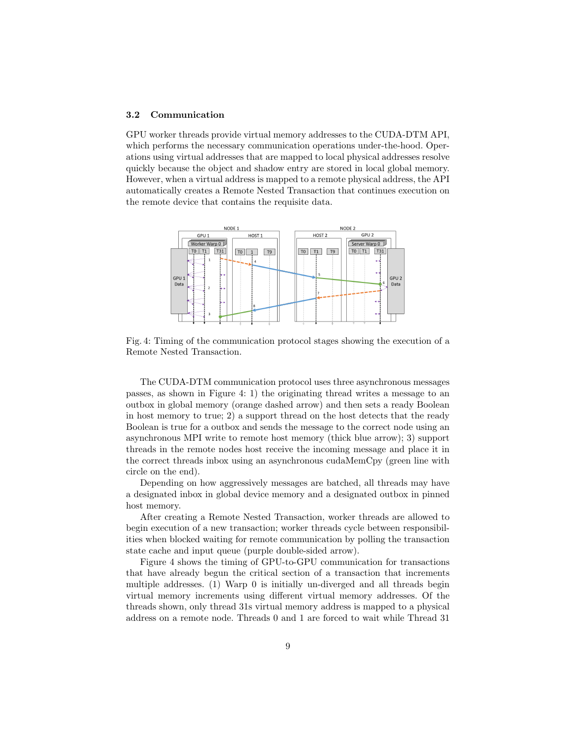### 3.2 Communication

GPU worker threads provide virtual memory addresses to the CUDA-DTM API, which performs the necessary communication operations under-the-hood. Operations using virtual addresses that are mapped to local physical addresses resolve quickly because the object and shadow entry are stored in local global memory. However, when a virtual address is mapped to a remote physical address, the API automatically creates a Remote Nested Transaction that continues execution on the remote device that contains the requisite data.

Fig. 4: Timing of the communication protocol stages showing the execution of a Remote Nested Transaction.

The CUDA-DTM communication protocol uses three asynchronous messages passes, as shown in Figure 4: 1) the originating thread writes a message to an outbox in global memory (orange dashed arrow) and then sets a ready Boolean in host memory to true; 2) a support thread on the host detects that the ready Boolean is true for a outbox and sends the message to the correct node using an asynchronous MPI write to remote host memory (thick blue arrow); 3) support threads in the remote nodes host receive the incoming message and place it in the correct threads inbox using an asynchronous cudaMemCpy (green line with circle on the end).

Depending on how aggressively messages are batched, all threads may have a designated inbox in global device memory and a designated outbox in pinned host memory.

After creating a Remote Nested Transaction, worker threads are allowed to begin execution of a new transaction; worker threads cycle between responsibilities when blocked waiting for remote communication by polling the transaction state cache and input queue (purple double-sided arrow).

Figure 4 shows the timing of GPU-to-GPU communication for transactions that have already begun the critical section of a transaction that increments multiple addresses. (1) Warp 0 is initially un-diverged and all threads begin virtual memory increments using different virtual memory addresses. Of the threads shown, only thread 31s virtual memory address is mapped to a physical address on a remote node. Threads 0 and 1 are forced to wait while Thread 31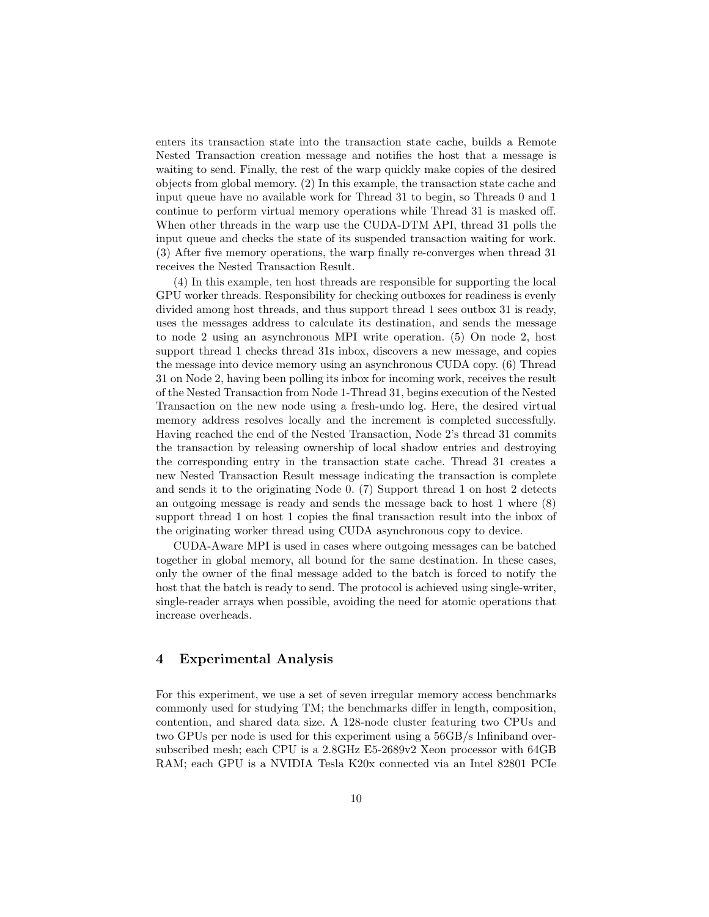enters its transaction state into the transaction state cache, builds a Remote Nested Transaction creation message and notifies the host that a message is waiting to send. Finally, the rest of the warp quickly make copies of the desired objects from global memory. (2) In this example, the transaction state cache and input queue have no available work for Thread 31 to begin, so Threads 0 and 1 continue to perform virtual memory operations while Thread 31 is masked off. When other threads in the warp use the CUDA-DTM API, thread 31 polls the input queue and checks the state of its suspended transaction waiting for work. (3) After five memory operations, the warp finally re-converges when thread 31 receives the Nested Transaction Result.

(4) In this example, ten host threads are responsible for supporting the local GPU worker threads. Responsibility for checking outboxes for readiness is evenly divided among host threads, and thus support thread 1 sees outbox 31 is ready, uses the messages address to calculate its destination, and sends the message to node 2 using an asynchronous MPI write operation. (5) On node 2, host support thread 1 checks thread 31s inbox, discovers a new message, and copies the message into device memory using an asynchronous CUDA copy. (6) Thread 31 on Node 2, having been polling its inbox for incoming work, receives the result of the Nested Transaction from Node 1-Thread 31, begins execution of the Nested Transaction on the new node using a fresh-undo log. Here, the desired virtual memory address resolves locally and the increment is completed successfully. Having reached the end of the Nested Transaction, Node 2's thread 31 commits the transaction by releasing ownership of local shadow entries and destroying the corresponding entry in the transaction state cache. Thread 31 creates a new Nested Transaction Result message indicating the transaction is complete and sends it to the originating Node 0. (7) Support thread 1 on host 2 detects an outgoing message is ready and sends the message back to host 1 where (8) support thread 1 on host 1 copies the final transaction result into the inbox of the originating worker thread using CUDA asynchronous copy to device.

CUDA-Aware MPI is used in cases where outgoing messages can be batched together in global memory, all bound for the same destination. In these cases, only the owner of the final message added to the batch is forced to notify the host that the batch is ready to send. The protocol is achieved using single-writer, single-reader arrays when possible, avoiding the need for atomic operations that increase overheads.

## 4 Experimental Analysis

For this experiment, we use a set of seven irregular memory access benchmarks commonly used for studying TM; the benchmarks differ in length, composition, contention, and shared data size. A 128-node cluster featuring two CPUs and two GPUs per node is used for this experiment using a 56GB/s Infiniband over-subscribed mesh; each CPU is a 2.8GHz E5-2689v2 Xeon processor with 64GB RAM; each GPU is a NVIDIA Tesla K20x connected via an Intel 82801 PCIe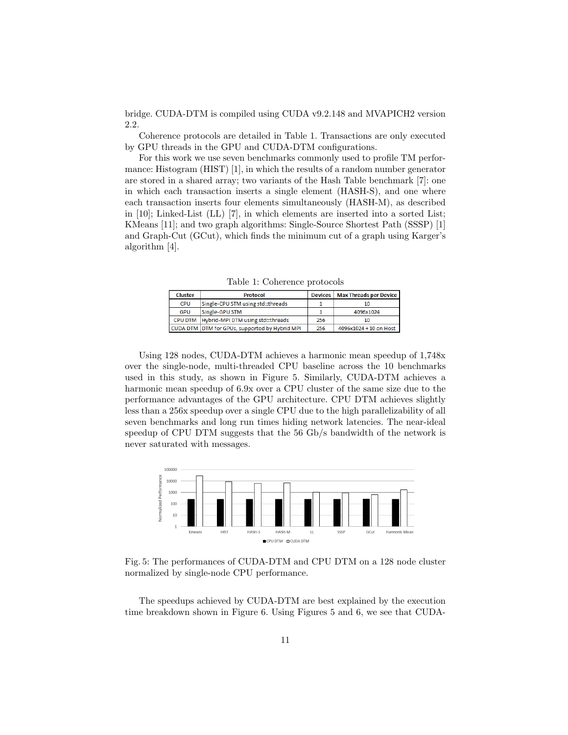bridge. CUDA-DTM is compiled using CUDA v9.2.148 and MVAPICH2 version 2.2.

Coherence protocols are detailed in Table 1. Transactions are only executed by GPU threads in the GPU and CUDA-DTM configurations.

For this work we use seven benchmarks commonly used to profile TM performance: Histogram (HIST) [1], in which the results of a random number generator are stored in a shared array; two variants of the Hash Table benchmark [7]: one in which each transaction inserts a single element (HASH-S), and one where each transaction inserts four elements simultaneously (HASH-M), as described in [10]; Linked-List (LL) [7], in which elements are inserted into a sorted List; KMeans [11]; and two graph algorithms: Single-Source Shortest Path (SSSP) [1] and Graph-Cut (GCut), which finds the minimum cut of a graph using Karger's algorithm [4].

Table 1: Coherence protocols

| Cluster | Protocol | Devices | Max Threads per Device |
|---|---|---|---|
| CPU | Single-CPU STM using std::threads | 1 | 10 |
| GPU | Single-GPU STM | 1 | 4096x1024 |
| CPU DTM | Hybrid-MPI DTM using std::threads | 256 | 10 |
| CUDA DTM | DTM for GPUs, supported by Hybrid MPI | 256 | 4096x1024 + 10 on Host |

Using 128 nodes, CUDA-DTM achieves a harmonic mean speedup of 1,748x over the single-node, multi-threaded CPU baseline across the 10 benchmarks used in this study, as shown in Figure 5. Similarly, CUDA-DTM achieves a harmonic mean speedup of 6.9x over a CPU cluster of the same size due to the performance advantages of the GPU architecture. CPU DTM achieves slightly less than a 256x speedup over a single CPU due to the high parallelizability of all seven benchmarks and long run times hiding network latencies. The near-ideal speedup of CPU DTM suggests that the 56 Gb/s bandwidth of the network is never saturated with messages.

Fig. 5: The performances of CUDA-DTM and CPU DTM on a 128 node cluster normalized by single-node CPU performance.

The speedups achieved by CUDA-DTM are best explained by the execution time breakdown shown in Figure 6. Using Figures 5 and 6, we see that CUDA-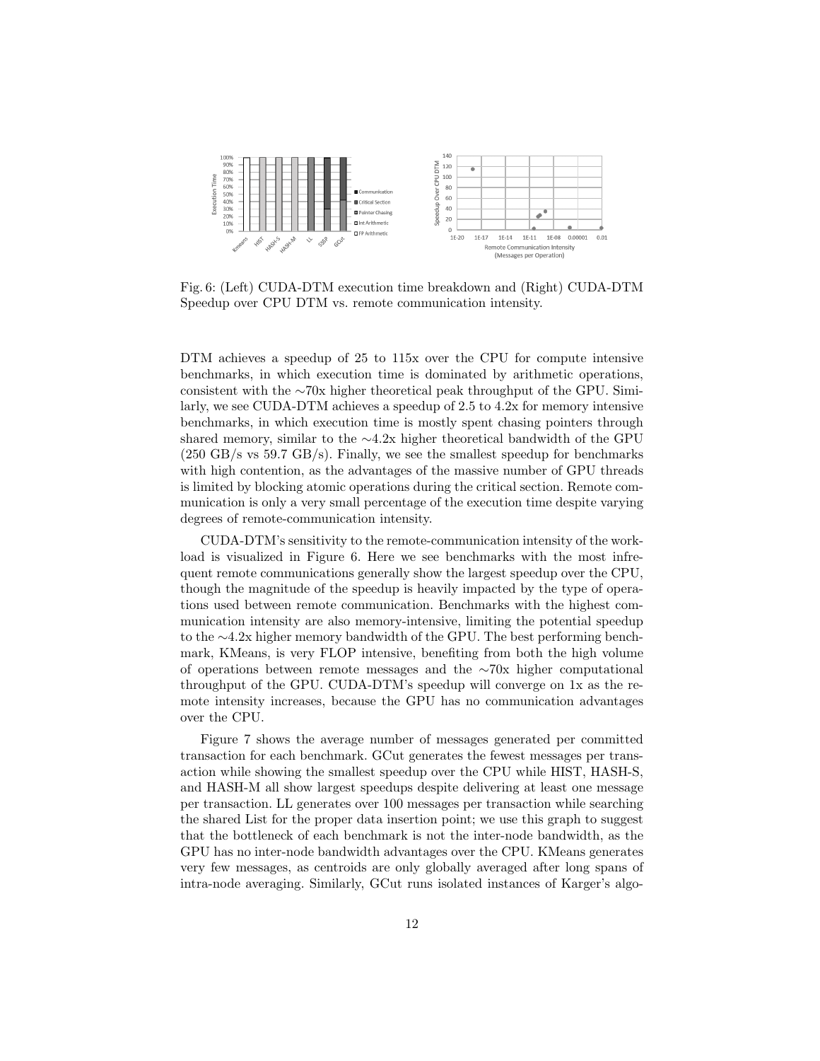Fig. 6: (Left) CUDA-DTM execution time breakdown and (Right) CUDA-DTM Speedup over CPU DTM vs. remote communication intensity.

DTM achieves a speedup of 25 to 115x over the CPU for compute intensive benchmarks, in which execution time is dominated by arithmetic operations, consistent with the ∼70x higher theoretical peak throughput of the GPU. Similarly, we see CUDA-DTM achieves a speedup of 2.5 to 4.2x for memory intensive benchmarks, in which execution time is mostly spent chasing pointers through shared memory, similar to the ∼4.2x higher theoretical bandwidth of the GPU (250 GB/s vs 59.7 GB/s). Finally, we see the smallest speedup for benchmarks with high contention, as the advantages of the massive number of GPU threads is limited by blocking atomic operations during the critical section. Remote communication is only a very small percentage of the execution time despite varying degrees of remote-communication intensity.

CUDA-DTM's sensitivity to the remote-communication intensity of the workload is visualized in Figure 6. Here we see benchmarks with the most infrequent remote communications generally show the largest speedup over the CPU, though the magnitude of the speedup is heavily impacted by the type of operations used between remote communication. Benchmarks with the highest communication intensity are also memory-intensive, limiting the potential speedup to the ∼4.2x higher memory bandwidth of the GPU. The best performing benchmark, KMeans, is very FLOP intensive, benefiting from both the high volume of operations between remote messages and the ∼70x higher computational throughput of the GPU. CUDA-DTM's speedup will converge on 1x as the remote intensity increases, because the GPU has no communication advantages over the CPU.

Figure 7 shows the average number of messages generated per committed transaction for each benchmark. GCut generates the fewest messages per transaction while showing the smallest speedup over the CPU while HIST, HASH-S, and HASH-M all show largest speedups despite delivering at least one message per transaction. LL generates over 100 messages per transaction while searching the shared List for the proper data insertion point; we use this graph to suggest that the bottleneck of each benchmark is not the inter-node bandwidth, as the GPU has no inter-node bandwidth advantages over the CPU. KMeans generates very few messages, as centroids are only globally averaged after long spans of intra-node averaging. Similarly, GCut runs isolated instances of Karger's algo-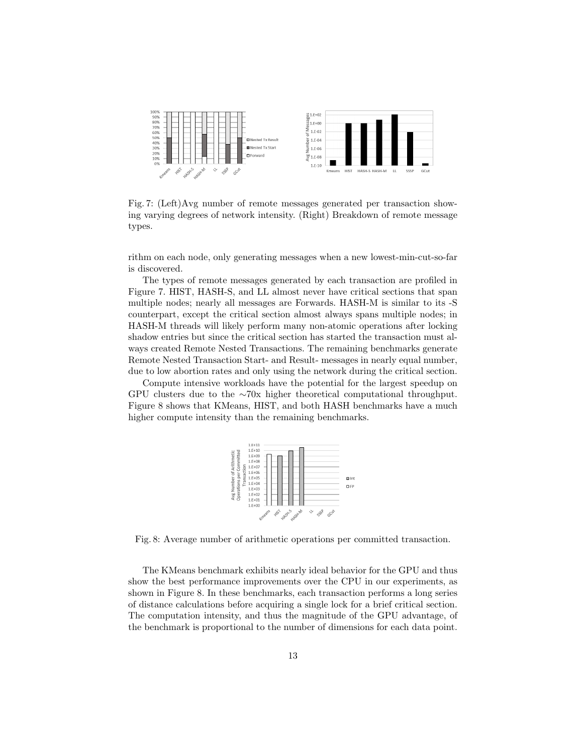Fig. 7: (Left)Avg number of remote messages generated per transaction showing varying degrees of network intensity. (Right) Breakdown of remote message types.

rithm on each node, only generating messages when a new lowest-min-cut-so-far is discovered.

The types of remote messages generated by each transaction are profiled in Figure 7. HIST, HASH-S, and LL almost never have critical sections that span multiple nodes; nearly all messages are Forwards. HASH-M is similar to its -S counterpart, except the critical section almost always spans multiple nodes; in HASH-M threads will likely perform many non-atomic operations after locking shadow entries but since the critical section has started the transaction must always created Remote Nested Transactions. The remaining benchmarks generate Remote Nested Transaction Start- and Result- messages in nearly equal number, due to low abortion rates and only using the network during the critical section.

Compute intensive workloads have the potential for the largest speedup on GPU clusters due to the ∼70x higher theoretical computational throughput. Figure 8 shows that KMeans, HIST, and both HASH benchmarks have a much higher compute intensity than the remaining benchmarks.

Fig. 8: Average number of arithmetic operations per committed transaction.

The KMeans benchmark exhibits nearly ideal behavior for the GPU and thus show the best performance improvements over the CPU in our experiments, as shown in Figure 8. In these benchmarks, each transaction performs a long series of distance calculations before acquiring a single lock for a brief critical section. The computation intensity, and thus the magnitude of the GPU advantage, of the benchmark is proportional to the number of dimensions for each data point.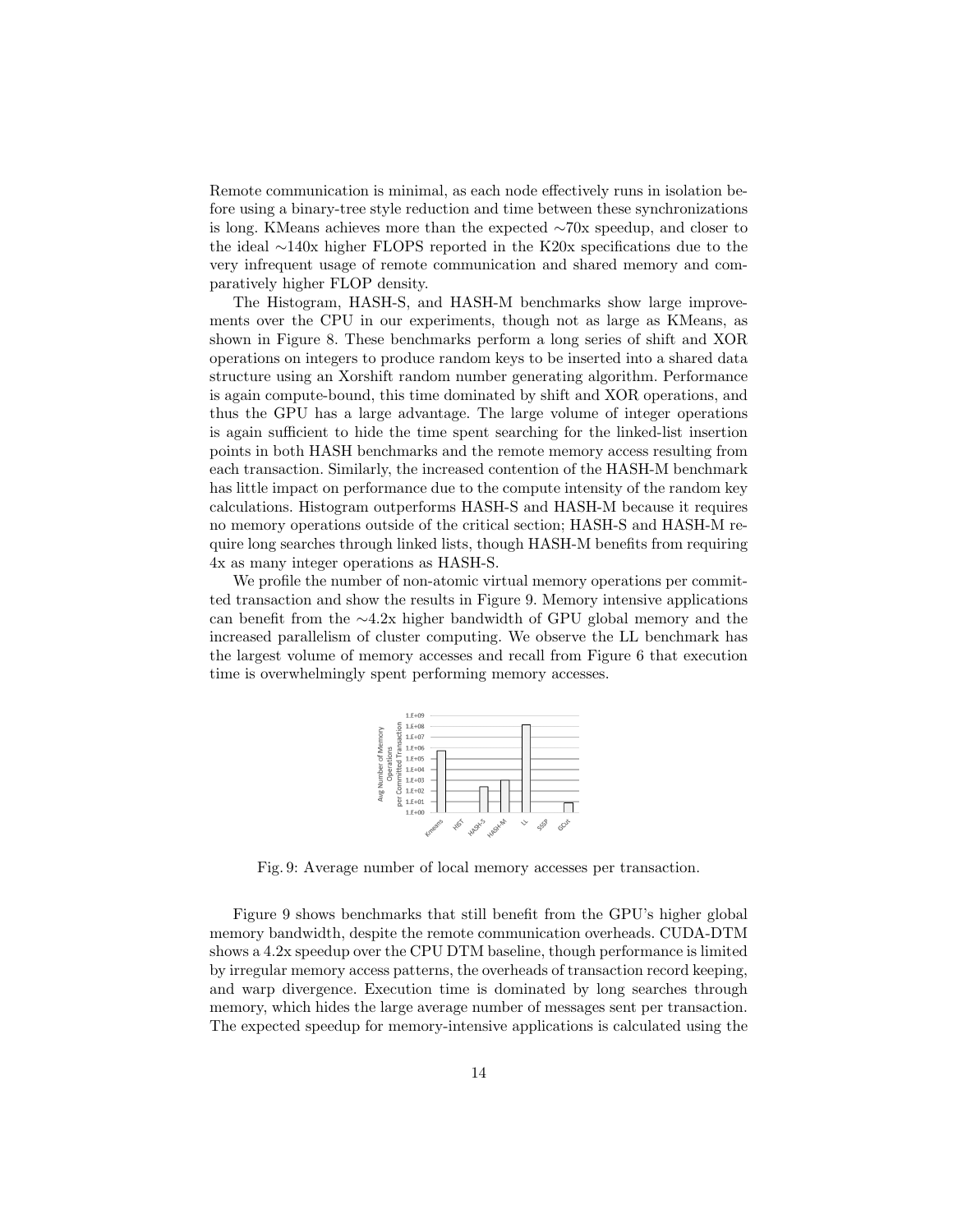Remote communication is minimal, as each node effectively runs in isolation before using a binary-tree style reduction and time between these synchronizations is long. KMeans achieves more than the expected ∼70x speedup, and closer to the ideal ∼140x higher FLOPS reported in the K20x specifications due to the very infrequent usage of remote communication and shared memory and comparatively higher FLOP density.

The Histogram, HASH-S, and HASH-M benchmarks show large improvements over the CPU in our experiments, though not as large as KMeans, as shown in Figure 8. These benchmarks perform a long series of shift and XOR operations on integers to produce random keys to be inserted into a shared data structure using an Xorshift random number generating algorithm. Performance is again compute-bound, this time dominated by shift and XOR operations, and thus the GPU has a large advantage. The large volume of integer operations is again sufficient to hide the time spent searching for the linked-list insertion points in both HASH benchmarks and the remote memory access resulting from each transaction. Similarly, the increased contention of the HASH-M benchmark has little impact on performance due to the compute intensity of the random key calculations. Histogram outperforms HASH-S and HASH-M because it requires no memory operations outside of the critical section; HASH-S and HASH-M require long searches through linked lists, though HASH-M benefits from requiring 4x as many integer operations as HASH-S.

We profile the number of non-atomic virtual memory operations per committed transaction and show the results in Figure 9. Memory intensive applications can benefit from the ∼4.2x higher bandwidth of GPU global memory and the increased parallelism of cluster computing. We observe the LL benchmark has the largest volume of memory accesses and recall from Figure 6 that execution time is overwhelmingly spent performing memory accesses.

Fig. 9: Average number of local memory accesses per transaction.

Figure 9 shows benchmarks that still benefit from the GPU's higher global memory bandwidth, despite the remote communication overheads. CUDA-DTM shows a 4.2x speedup over the CPU DTM baseline, though performance is limited by irregular memory access patterns, the overheads of transaction record keeping, and warp divergence. Execution time is dominated by long searches through memory, which hides the large average number of messages sent per transaction. The expected speedup for memory-intensive applications is calculated using the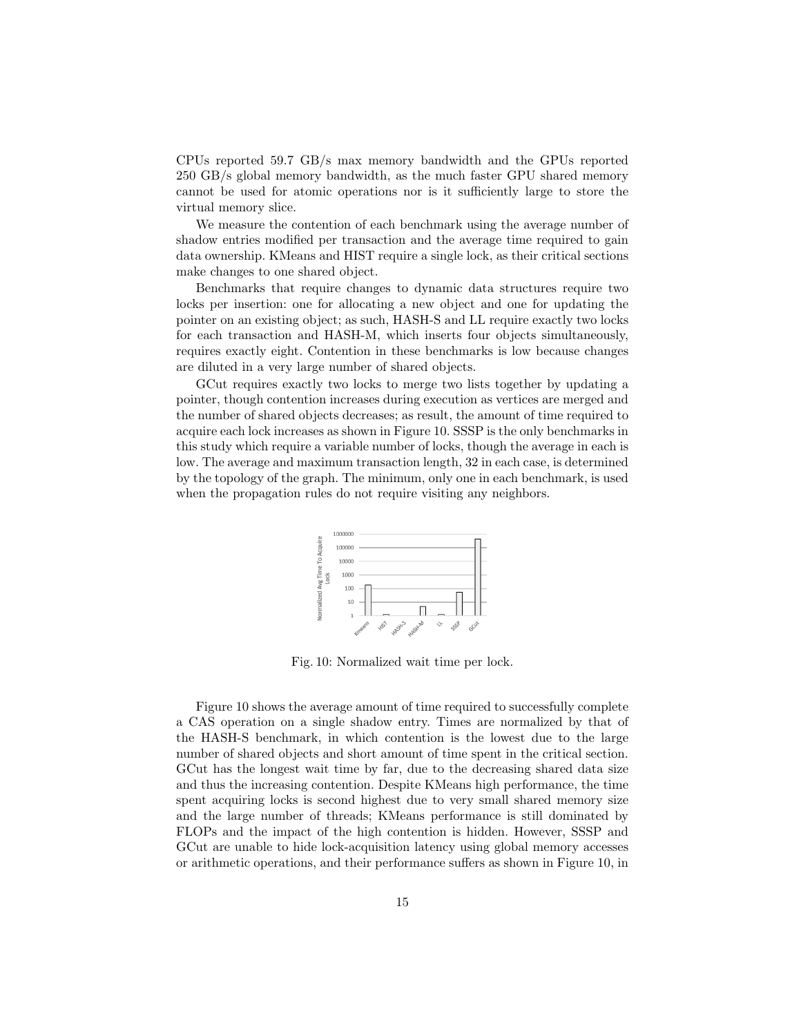CPUs reported 59.7 GB/s max memory bandwidth and the GPUs reported 250 GB/s global memory bandwidth, as the much faster GPU shared memory cannot be used for atomic operations nor is it sufficiently large to store the virtual memory slice.

We measure the contention of each benchmark using the average number of shadow entries modified per transaction and the average time required to gain data ownership. KMeans and HIST require a single lock, as their critical sections make changes to one shared object.

Benchmarks that require changes to dynamic data structures require two locks per insertion: one for allocating a new object and one for updating the pointer on an existing object; as such, HASH-S and LL require exactly two locks for each transaction and HASH-M, which inserts four objects simultaneously, requires exactly eight. Contention in these benchmarks is low because changes are diluted in a very large number of shared objects.

GCut requires exactly two locks to merge two lists together by updating a pointer, though contention increases during execution as vertices are merged and the number of shared objects decreases; as result, the amount of time required to acquire each lock increases as shown in Figure 10. SSSP is the only benchmarks in this study which require a variable number of locks, though the average in each is low. The average and maximum transaction length, 32 in each case, is determined by the topology of the graph. The minimum, only one in each benchmark, is used when the propagation rules do not require visiting any neighbors.

Normalized Avg Time To Acquire Lock

1000000
100000
10000
1000
100
10
1

Kmeans HIST HASH-S HASH-M LL SSSP GCut

Fig. 10: Normalized wait time per lock.

Figure 10 shows the average amount of time required to successfully complete a CAS operation on a single shadow entry. Times are normalized by that of the HASH-S benchmark, in which contention is the lowest due to the large number of shared objects and short amount of time spent in the critical section. GCut has the longest wait time by far, due to the decreasing shared data size and thus the increasing contention. Despite KMeans high performance, the time spent acquiring locks is second highest due to very small shared memory size and the large number of threads; KMeans performance is still dominated by FLOPs and the impact of the high contention is hidden. However, SSSP and GCut are unable to hide lock-acquisition latency using global memory accesses or arithmetic operations, and their performance suffers as shown in Figure 10, in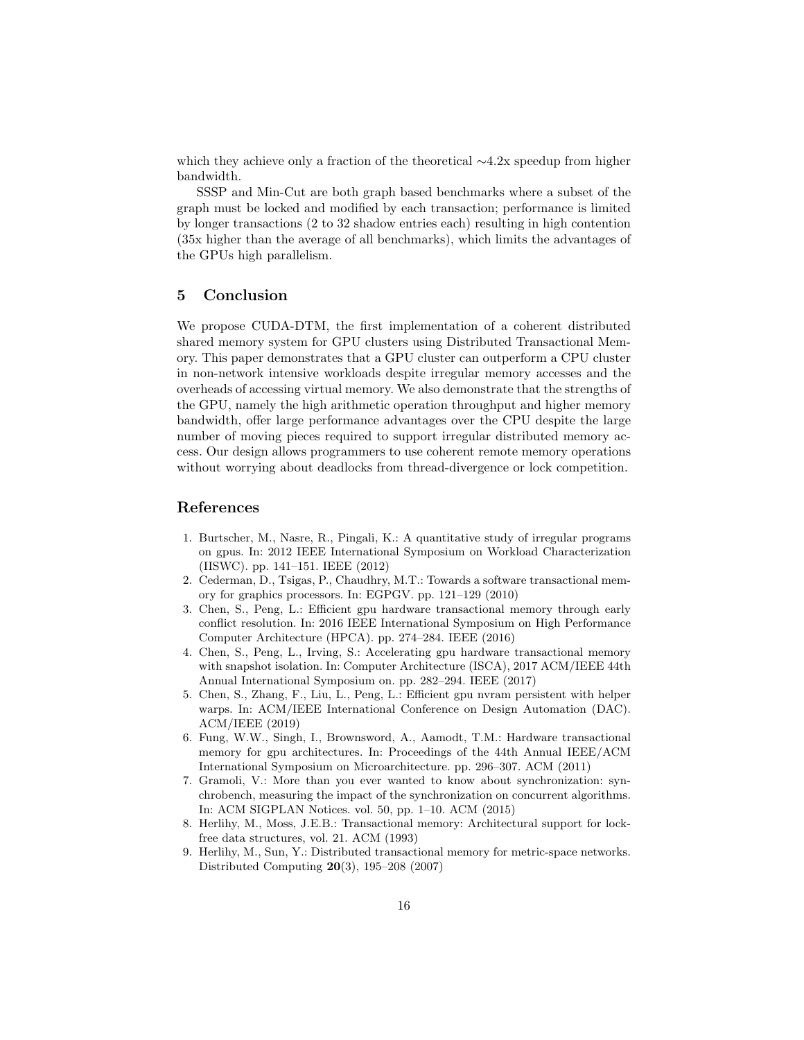which they achieve only a fraction of the theoretical ∼4.2x speedup from higher bandwidth.

SSSP and Min-Cut are both graph based benchmarks where a subset of the graph must be locked and modified by each transaction; performance is limited by longer transactions (2 to 32 shadow entries each) resulting in high contention (35x higher than the average of all benchmarks), which limits the advantages of the GPUs high parallelism.

## 5 Conclusion

We propose CUDA-DTM, the first implementation of a coherent distributed shared memory system for GPU clusters using Distributed Transactional Memory. This paper demonstrates that a GPU cluster can outperform a CPU cluster in non-network intensive workloads despite irregular memory accesses and the overheads of accessing virtual memory. We also demonstrate that the strengths of the GPU, namely the high arithmetic operation throughput and higher memory bandwidth, offer large performance advantages over the CPU despite the large number of moving pieces required to support irregular distributed memory access. Our design allows programmers to use coherent remote memory operations without worrying about deadlocks from thread-divergence or lock competition.

## References

1. Burtscher, M., Nasre, R., Pingali, K.: A quantitative study of irregular programs on gpus. In: 2012 IEEE International Symposium on Workload Characterization (IISWC). pp. 141–151. IEEE (2012)
2. Cederman, D., Tsigas, P., Chaudhry, M.T.: Towards a software transactional memory for graphics processors. In: EGPGV. pp. 121–129 (2010)
3. Chen, S., Peng, L.: Efficient gpu hardware transactional memory through early conflict resolution. In: 2016 IEEE International Symposium on High Performance Computer Architecture (HPCA). pp. 274–284. IEEE (2016)
4. Chen, S., Peng, L., Irving, S.: Accelerating gpu hardware transactional memory with snapshot isolation. In: Computer Architecture (ISCA), 2017 ACM/IEEE 44th Annual International Symposium on. pp. 282–294. IEEE (2017)
5. Chen, S., Zhang, F., Liu, L., Peng, L.: Efficient gpu nvram persistent with helper warps. In: ACM/IEEE International Conference on Design Automation (DAC). ACM/IEEE (2019)
6. Fung, W.W., Singh, I., Brownsword, A., Aamodt, T.M.: Hardware transactional memory for gpu architectures. In: Proceedings of the 44th Annual IEEE/ACM International Symposium on Microarchitecture. pp. 296–307. ACM (2011)
7. Gramoli, V.: More than you ever wanted to know about synchronization: synchrobench, measuring the impact of the synchronization on concurrent algorithms. In: ACM SIGPLAN Notices. vol. 50, pp. 1–10. ACM (2015)
8. Herlihy, M., Moss, J.E.B.: Transactional memory: Architectural support for lock-free data structures, vol. 21. ACM (1993)
9. Herlihy, M., Sun, Y.: Distributed transactional memory for metric-space networks. Distributed Computing **20**(3), 195–208 (2007)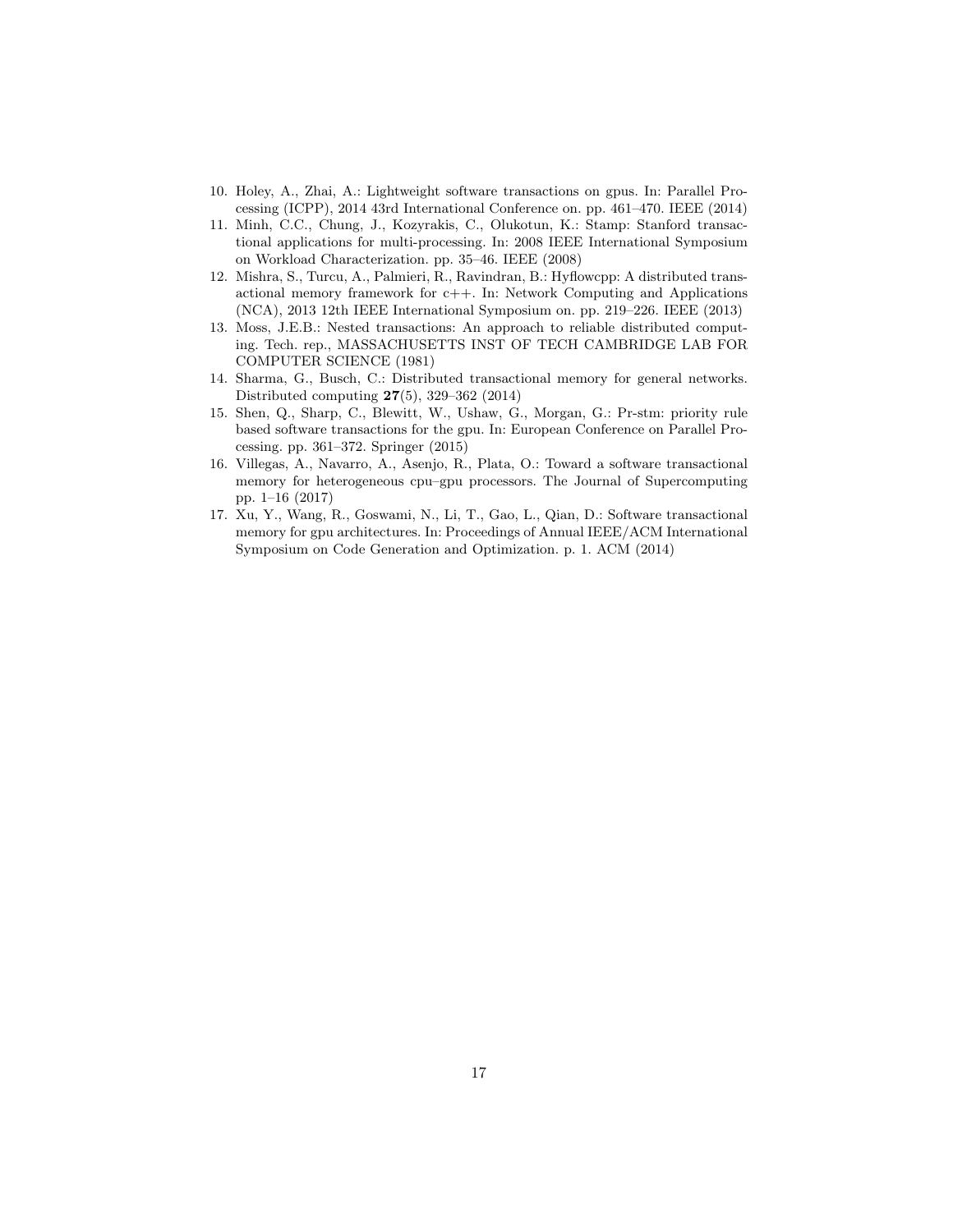10. Holey, A., Zhai, A.: Lightweight software transactions on gpus. In: Parallel Processing (ICPP), 2014 43rd International Conference on. pp. 461–470. IEEE (2014)
11. Minh, C.C., Chung, J., Kozyrakis, C., Olukotun, K.: Stamp: Stanford transactional applications for multi-processing. In: 2008 IEEE International Symposium on Workload Characterization. pp. 35–46. IEEE (2008)
12. Mishra, S., Turcu, A., Palmieri, R., Ravindran, B.: Hyflowcpp: A distributed transactional memory framework for c++. In: Network Computing and Applications (NCA), 2013 12th IEEE International Symposium on. pp. 219–226. IEEE (2013)
13. Moss, J.E.B.: Nested transactions: An approach to reliable distributed computing. Tech. rep., MASSACHUSETTS INST OF TECH CAMBRIDGE LAB FOR COMPUTER SCIENCE (1981)
14. Sharma, G., Busch, C.: Distributed transactional memory for general networks. Distributed computing **27**(5), 329–362 (2014)
15. Shen, Q., Sharp, C., Blewitt, W., Ushaw, G., Morgan, G.: Pr-stm: priority rule based software transactions for the gpu. In: European Conference on Parallel Processing. pp. 361–372. Springer (2015)
16. Villegas, A., Navarro, A., Asenjo, R., Plata, O.: Toward a software transactional memory for heterogeneous cpu–gpu processors. The Journal of Supercomputing pp. 1–16 (2017)
17. Xu, Y., Wang, R., Goswami, N., Li, T., Gao, L., Qian, D.: Software transactional memory for gpu architectures. In: Proceedings of Annual IEEE/ACM International Symposium on Code Generation and Optimization. p. 1. ACM (2014)